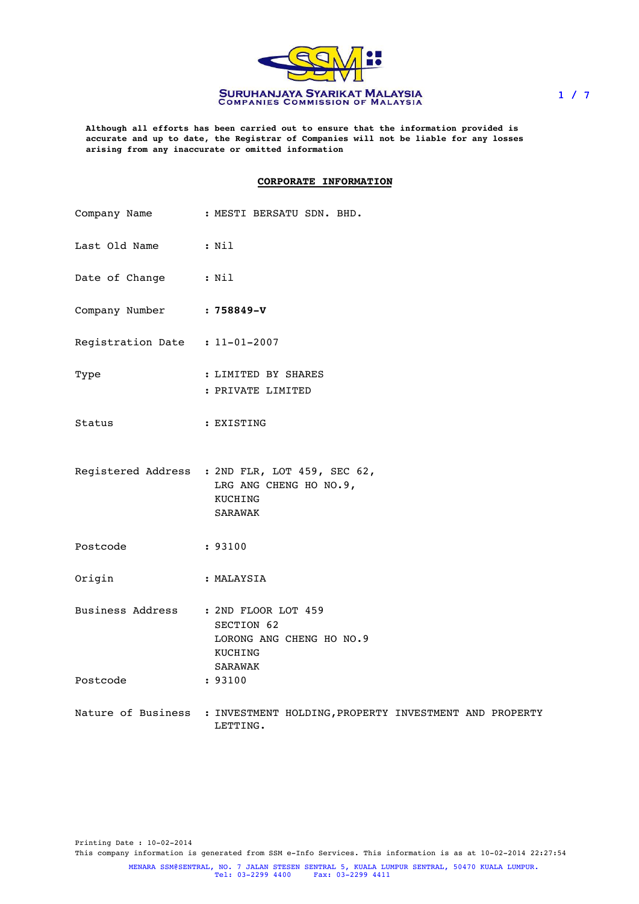SURUHANJAYA SYARIKAT MALAYSIA
COMPANIES COMMISSION OF MALAYSIA

**Although all efforts has been carried out to ensure that the information provided is accurate and up to date, the Registrar of Companies will not be liable for any losses arising from any inaccurate or omitted information**

## CORPORATE INFORMATION

| | |
|---|---|
| Company Name | : MESTI BERSATU SDN. BHD. |
| Last Old Name | : Nil |
| Date of Change | : Nil |
| Company Number | : **758849-V** |
| Registration Date | : 11-01-2007 |
| Type | : LIMITED BY SHARES<br>: PRIVATE LIMITED |
| Status | : EXISTING |
| Registered Address | : 2ND FLR, LOT 459, SEC 62,<br>LRG ANG CHENG HO NO.9,<br>KUCHING<br>SARAWAK |
| Postcode | : 93100 |
| Origin | : MALAYSIA |
| Business Address | : 2ND FLOOR LOT 459<br>SECTION 62<br>LORONG ANG CHENG HO NO.9<br>KUCHING<br>SARAWAK |
| Postcode | : 93100 |
| Nature of Business | : INVESTMENT HOLDING,PROPERTY INVESTMENT AND PROPERTY LETTING. |

Printing Date : 10-02-2014
This company information is generated from SSM e-Info Services. This information is as at 10-02-2014 22:27:54

MENARA SSM@SENTRAL, NO. 7 JALAN STESEN SENTRAL 5, KUALA LUMPUR SENTRAL, 50470 KUALA LUMPUR.
Tel: 03-2299 4400 Fax: 03-2299 4411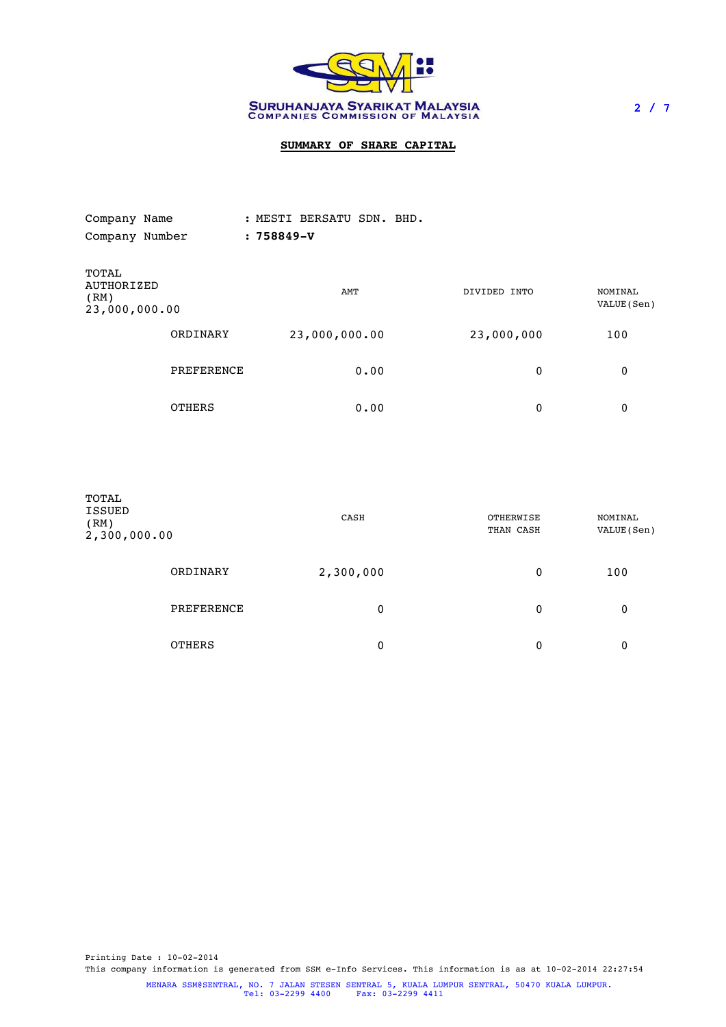SURUHANJAYA SYARIKAT MALAYSIA
COMPANIES COMMISSION OF MALAYSIA

## SUMMARY OF SHARE CAPITAL

Company Name : MESTI BERSATU SDN. BHD.
Company Number : **758849-V**

| TOTAL AUTHORIZED (RM) 23,000,000.00 | | AMT | DIVIDED INTO | NOMINAL VALUE(Sen) |
|---|---|---|---|---|
| | ORDINARY | 23,000,000.00 | 23,000,000 | 100 |
| | PREFERENCE | 0.00 | 0 | 0 |
| | OTHERS | 0.00 | 0 | 0 |

| TOTAL ISSUED (RM) 2,300,000.00 | | CASH | OTHERWISE THAN CASH | NOMINAL VALUE(Sen) |
|---|---|---|---|---|
| | ORDINARY | 2,300,000 | 0 | 100 |
| | PREFERENCE | 0 | 0 | 0 |
| | OTHERS | 0 | 0 | 0 |

Printing Date : 10-02-2014
This company information is generated from SSM e-Info Services. This information is as at 10-02-2014 22:27:54

MENARA SSM@SENTRAL, NO. 7 JALAN STESEN SENTRAL 5, KUALA LUMPUR SENTRAL, 50470 KUALA LUMPUR.
Tel: 03-2299 4400 Fax: 03-2299 4411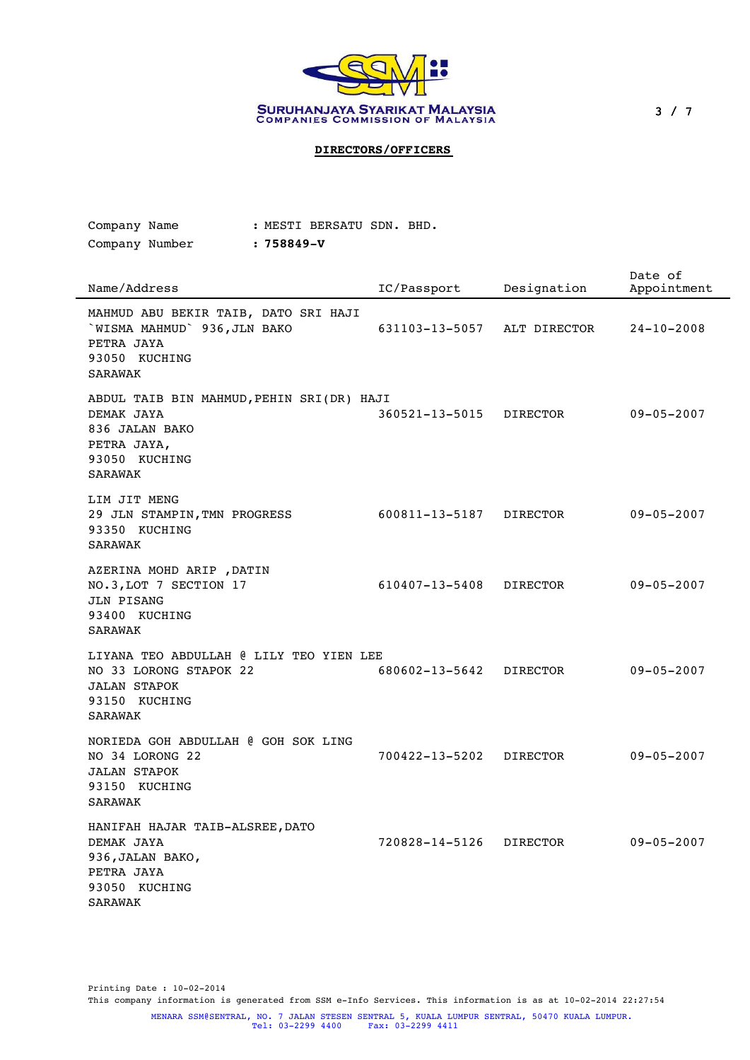SURUHANJAYA SYARIKAT MALAYSIA
COMPANIES COMMISSION OF MALAYSIA

## DIRECTORS/OFFICERS

Company Name : MESTI BERSATU SDN. BHD.
Company Number : **758849-V**

| Name/Address | IC/Passport | Designation | Date of Appointment |
|---|---|---|---|
| MAHMUD ABU BEKIR TAIB, DATO SRI HAJI<br>`WISMA MAHMUD` 936,JLN BAKO<br>PETRA JAYA<br>93050 KUCHING<br>SARAWAK | 631103-13-5057 | ALT DIRECTOR | 24-10-2008 |
| ABDUL TAIB BIN MAHMUD,PEHIN SRI(DR) HAJI<br>DEMAK JAYA<br>836 JALAN BAKO<br>PETRA JAYA,<br>93050 KUCHING<br>SARAWAK | 360521-13-5015 | DIRECTOR | 09-05-2007 |
| LIM JIT MENG<br>29 JLN STAMPIN,TMN PROGRESS<br>93350 KUCHING<br>SARAWAK | 600811-13-5187 | DIRECTOR | 09-05-2007 |
| AZERINA MOHD ARIP ,DATIN<br>NO.3,LOT 7 SECTION 17<br>JLN PISANG<br>93400 KUCHING<br>SARAWAK | 610407-13-5408 | DIRECTOR | 09-05-2007 |
| LIYANA TEO ABDULLAH @ LILY TEO YIEN LEE<br>NO 33 LORONG STAPOK 22<br>JALAN STAPOK<br>93150 KUCHING<br>SARAWAK | 680602-13-5642 | DIRECTOR | 09-05-2007 |
| NORIEDA GOH ABDULLAH @ GOH SOK LING<br>NO 34 LORONG 22<br>JALAN STAPOK<br>93150 KUCHING<br>SARAWAK | 700422-13-5202 | DIRECTOR | 09-05-2007 |
| HANIFAH HAJAR TAIB-ALSREE,DATO<br>DEMAK JAYA<br>936,JALAN BAKO,<br>PETRA JAYA<br>93050 KUCHING<br>SARAWAK | 720828-14-5126 | DIRECTOR | 09-05-2007 |

Printing Date : 10-02-2014
This company information is generated from SSM e-Info Services. This information is as at 10-02-2014 22:27:54

MENARA SSM@SENTRAL, NO. 7 JALAN STESEN SENTRAL 5, KUALA LUMPUR SENTRAL, 50470 KUALA LUMPUR.
Tel: 03-2299 4400 Fax: 03-2299 4411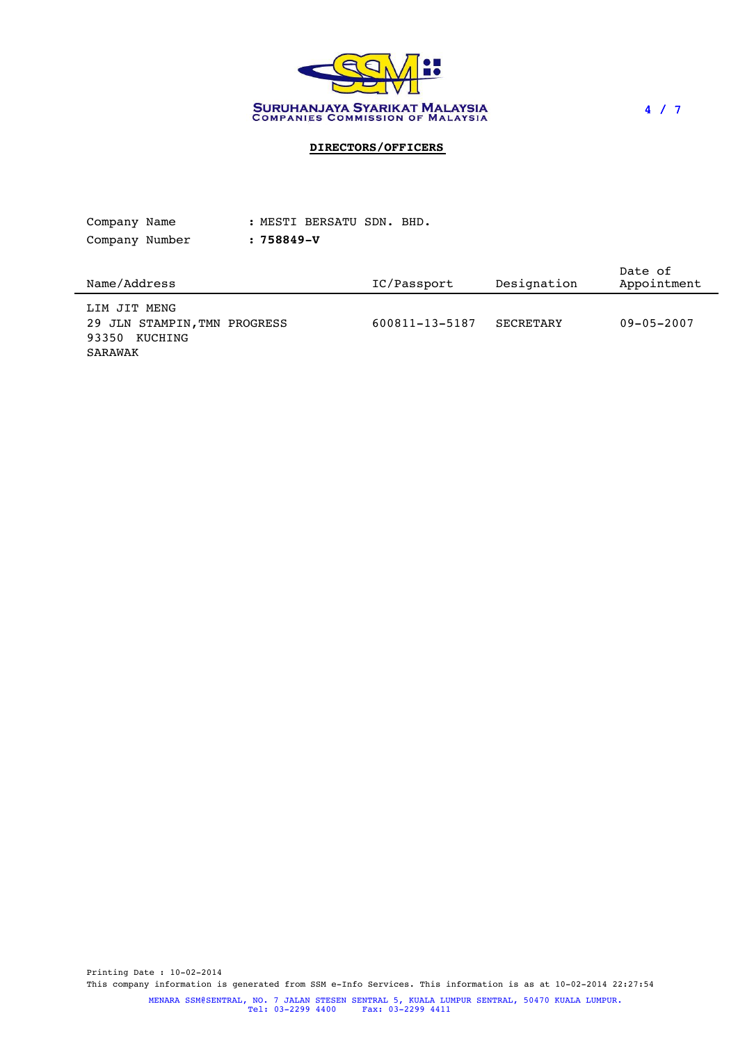SURUHANJAYA SYARIKAT MALAYSIA
COMPANIES COMMISSION OF MALAYSIA

## DIRECTORS/OFFICERS

Company Name : MESTI BERSATU SDN. BHD.

Company Number : **758849-V**

| Name/Address | IC/Passport | Designation | Date of Appointment |
|---|---|---|---|
| LIM JIT MENG<br>29 JLN STAMPIN,TMN PROGRESS<br>93350 KUCHING<br>SARAWAK | 600811-13-5187 | SECRETARY | 09-05-2007 |

Printing Date : 10-02-2014

This company information is generated from SSM e-Info Services. This information is as at 10-02-2014 22:27:54

MENARA SSM@SENTRAL, NO. 7 JALAN STESEN SENTRAL 5, KUALA LUMPUR SENTRAL, 50470 KUALA LUMPUR.
Tel: 03-2299 4400 Fax: 03-2299 4411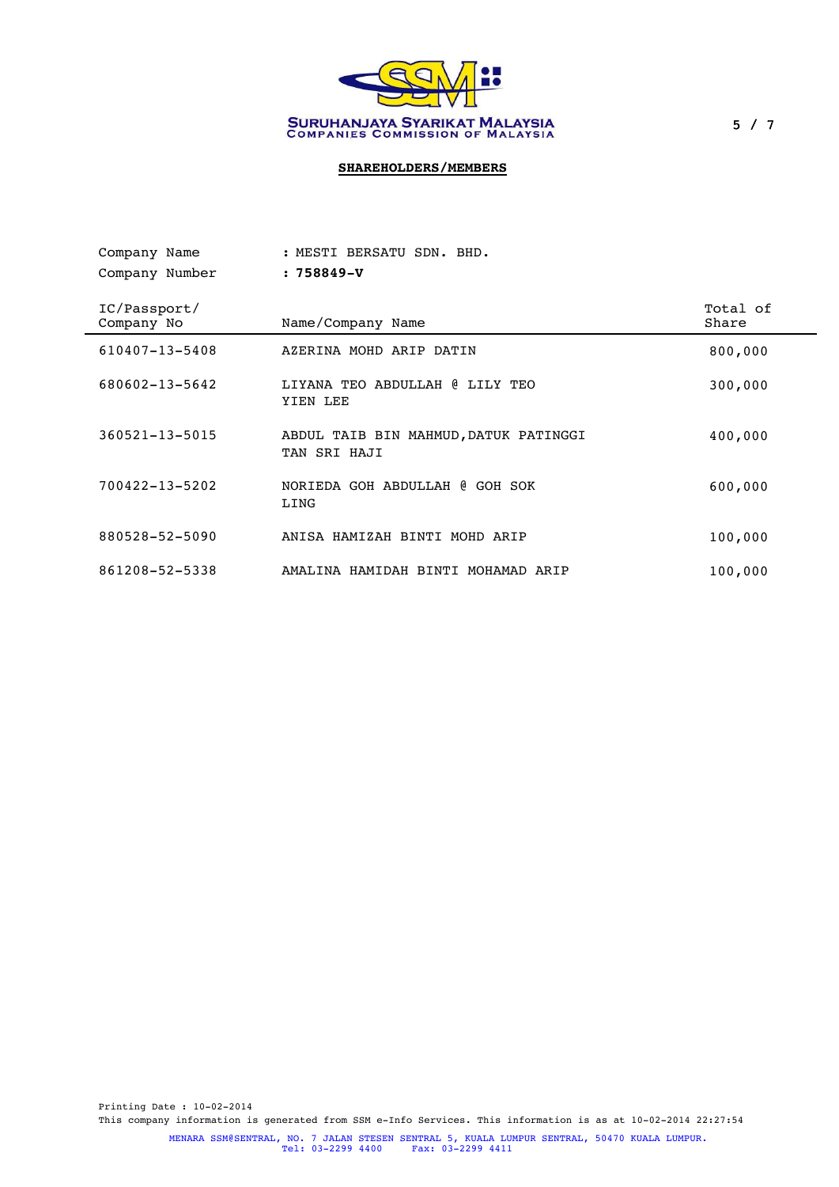SURUHANJAYA SYARIKAT MALAYSIA
COMPANIES COMMISSION OF MALAYSIA

## SHAREHOLDERS/MEMBERS

Company Name : MESTI BERSATU SDN. BHD.
Company Number **: 758849-V**

| IC/Passport/ Company No | Name/Company Name | Total of Share |
|---|---|---|
| 610407-13-5408 | AZERINA MOHD ARIP DATIN | 800,000 |
| 680602-13-5642 | LIYANA TEO ABDULLAH @ LILY TEO YIEN LEE | 300,000 |
| 360521-13-5015 | ABDUL TAIB BIN MAHMUD, DATUK PATINGGI TAN SRI HAJI | 400,000 |
| 700422-13-5202 | NORIEDA GOH ABDULLAH @ GOH SOK LING | 600,000 |
| 880528-52-5090 | ANISA HAMIZAH BINTI MOHD ARIP | 100,000 |
| 861208-52-5338 | AMALINA HAMIDAH BINTI MOHAMAD ARIP | 100,000 |

Printing Date : 10-02-2014
This company information is generated from SSM e-Info Services. This information is as at 10-02-2014 22:27:54

MENARA SSM@SENTRAL, NO. 7 JALAN STESEN SENTRAL 5, KUALA LUMPUR SENTRAL, 50470 KUALA LUMPUR.
Tel: 03-2299 4400 Fax: 03-2299 4411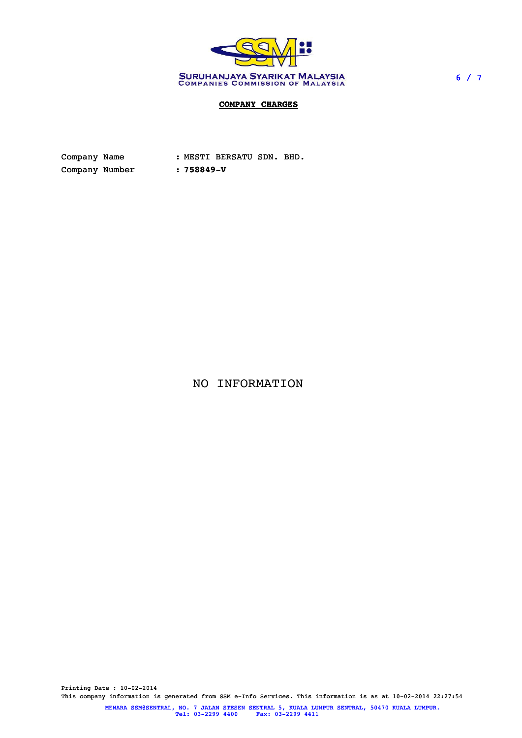SURUHANJAYA SYARIKAT MALAYSIA
COMPANIES COMMISSION OF MALAYSIA

## COMPANY CHARGES

Company Name : MESTI BERSATU SDN. BHD.
Company Number : **758849-V**

NO INFORMATION

Printing Date : 10-02-2014
This company information is generated from SSM e-Info Services. This information is as at 10-02-2014 22:27:54

MENARA SSM@SENTRAL, NO. 7 JALAN STESEN SENTRAL 5, KUALA LUMPUR SENTRAL, 50470 KUALA LUMPUR.
Tel: 03-2299 4400 Fax: 03-2299 4411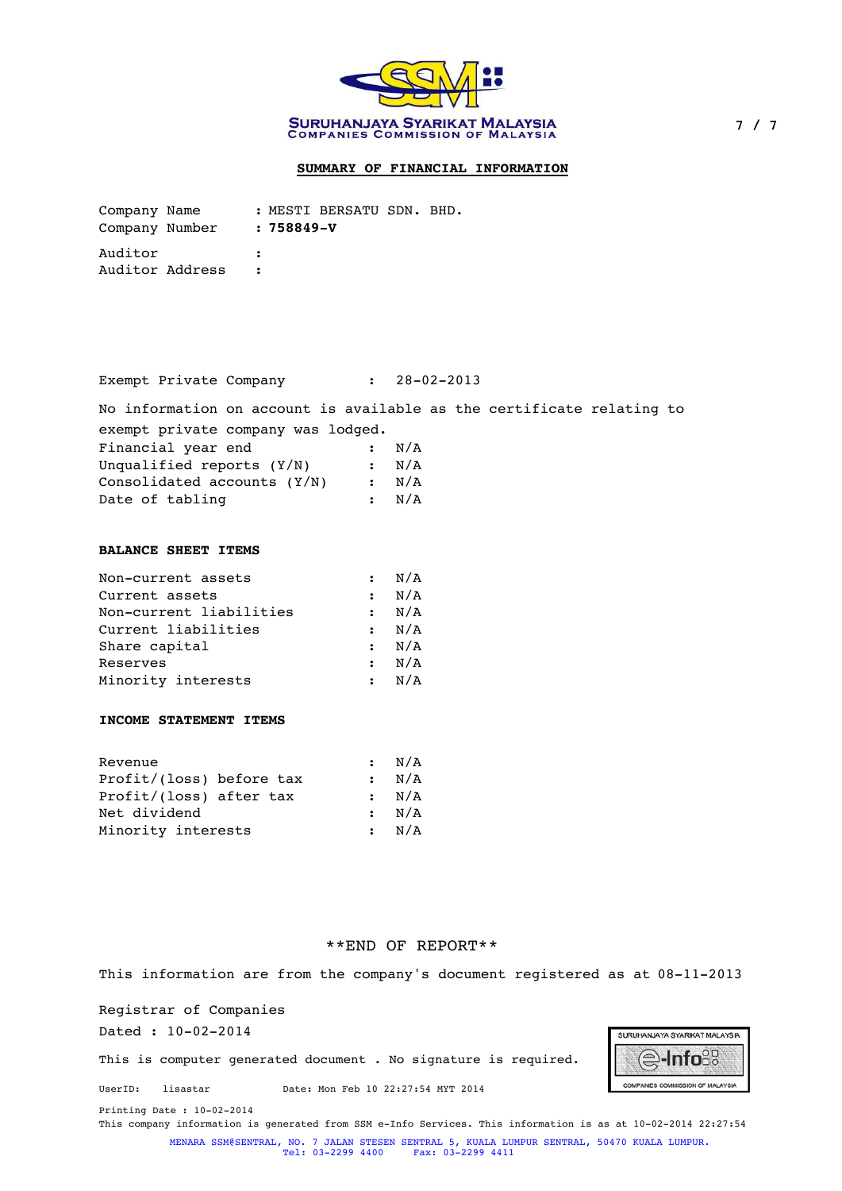SURUHANJAYA SYARIKAT MALAYSIA
COMPANIES COMMISSION OF MALAYSIA

## SUMMARY OF FINANCIAL INFORMATION

| | | |
|---|---|---|
| Company Name | : | MESTI BERSATU SDN. BHD. |
| Company Number | : | **758849-V** |
| Auditor | : | |
| Auditor Address | : | |

Exempt Private Company : 28-02-2013

No information on account is available as the certificate relating to exempt private company was lodged.

| | | |
|---|---|---|
| Financial year end | : | N/A |
| Unqualified reports (Y/N) | : | N/A |
| Consolidated accounts (Y/N) | : | N/A |
| Date of tabling | : | N/A |

### BALANCE SHEET ITEMS

| | | |
|---|---|---|
| Non-current assets | : | N/A |
| Current assets | : | N/A |
| Non-current liabilities | : | N/A |
| Current liabilities | : | N/A |
| Share capital | : | N/A |
| Reserves | : | N/A |
| Minority interests | : | N/A |

### INCOME STATEMENT ITEMS

| | | |
|---|---|---|
| Revenue | : | N/A |
| Profit/(loss) before tax | : | N/A |
| Profit/(loss) after tax | : | N/A |
| Net dividend | : | N/A |
| Minority interests | : | N/A |

**END OF REPORT**

This information are from the company's document registered as at 08-11-2013

Registrar of Companies

Dated : 10-02-2014

This is computer generated document . No signature is required.

SURUHANJAYA SYARIKAT MALAYSIA e-Info COMPANIES COMMISSION OF MALAYSIA

UserID: lisastar Date: Mon Feb 10 22:27:54 MYT 2014

Printing Date : 10-02-2014

This company information is generated from SSM e-Info Services. This information is as at 10-02-2014 22:27:54

MENARA SSM@SENTRAL, NO. 7 JALAN STESEN SENTRAL 5, KUALA LUMPUR SENTRAL, 50470 KUALA LUMPUR.
Tel: 03-2299 4400 Fax: 03-2299 4411